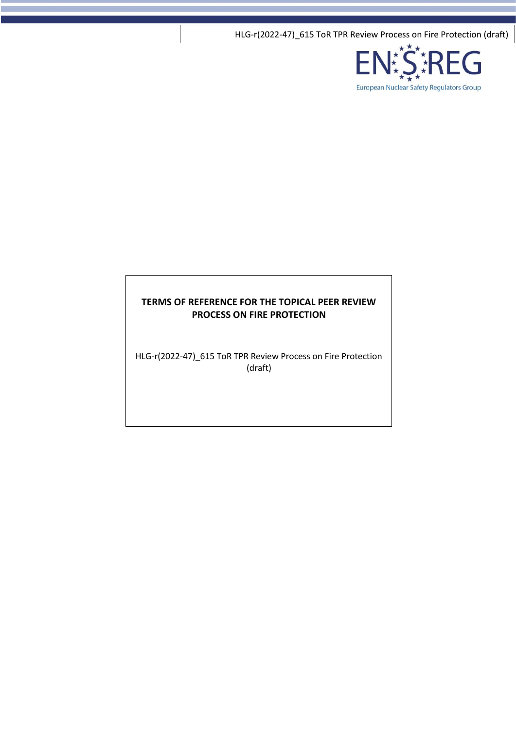# TERMS OF REFERENCE FOR THE TOPICAL PEER REVIEW PROCESS ON FIRE PROTECTION

HLG-r(2022-47)_615 ToR TPR Review Process on Fire Protection (draft)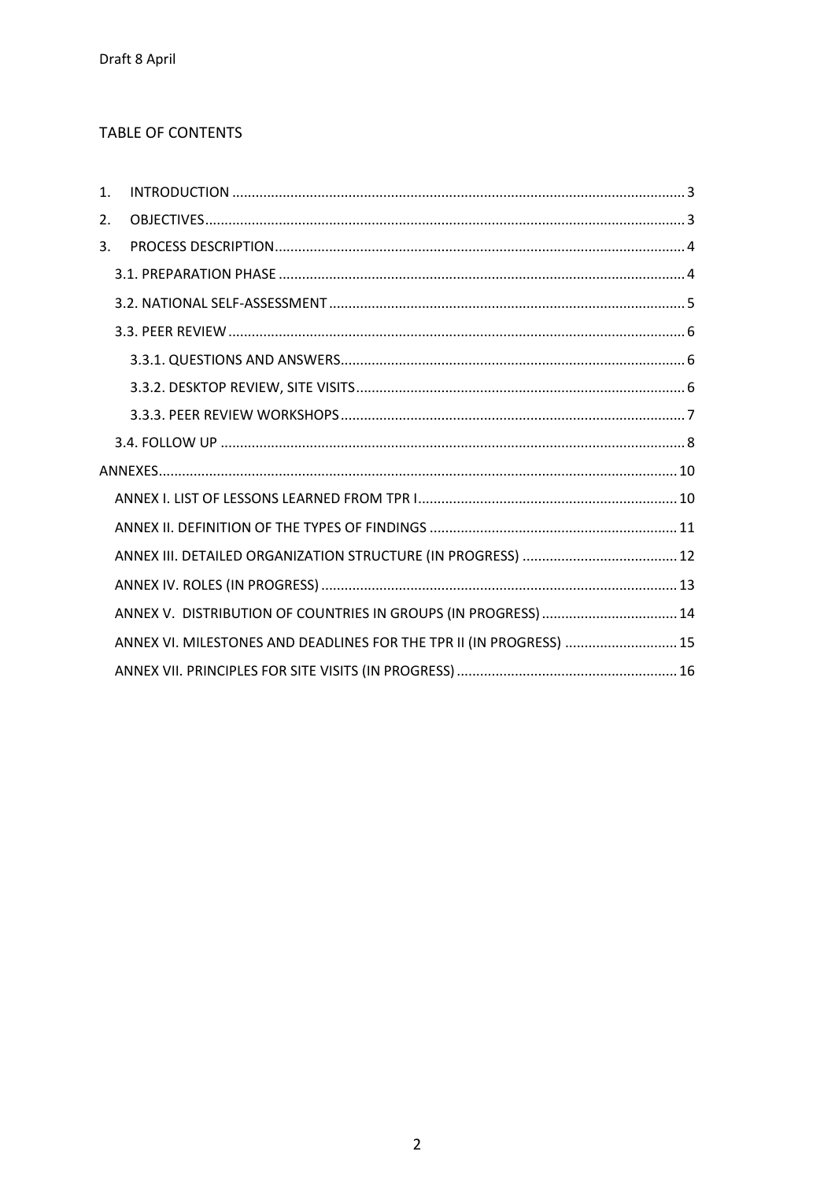## TABLE OF CONTENTS

1. INTRODUCTION .......... 3
2. OBJECTIVES .......... 3
3. PROCESS DESCRIPTION .......... 4
   - 3.1. PREPARATION PHASE .......... 4
   - 3.2. NATIONAL SELF-ASSESSMENT .......... 5
   - 3.3. PEER REVIEW .......... 6
     - 3.3.1. QUESTIONS AND ANSWERS .......... 6
     - 3.3.2. DESKTOP REVIEW, SITE VISITS .......... 6
     - 3.3.3. PEER REVIEW WORKSHOPS .......... 7
   - 3.4. FOLLOW UP .......... 8

ANNEXES .......... 10
- ANNEX I. LIST OF LESSONS LEARNED FROM TPR I .......... 10
- ANNEX II. DEFINITION OF THE TYPES OF FINDINGS .......... 11
- ANNEX III. DETAILED ORGANIZATION STRUCTURE (IN PROGRESS) .......... 12
- ANNEX IV. ROLES (IN PROGRESS) .......... 13
- ANNEX V. DISTRIBUTION OF COUNTRIES IN GROUPS (IN PROGRESS) .......... 14
- ANNEX VI. MILESTONES AND DEADLINES FOR THE TPR II (IN PROGRESS) .......... 15
- ANNEX VII. PRINCIPLES FOR SITE VISITS (IN PROGRESS) .......... 16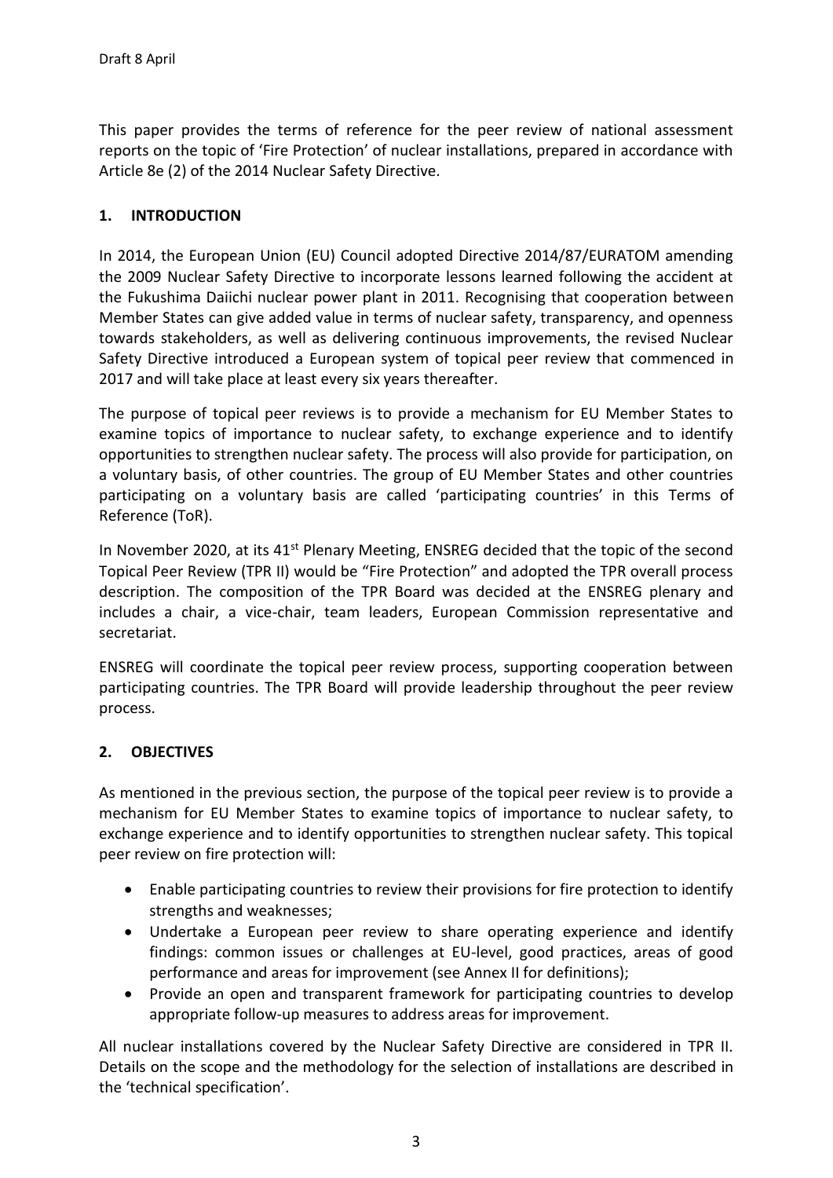This paper provides the terms of reference for the peer review of national assessment reports on the topic of 'Fire Protection' of nuclear installations, prepared in accordance with Article 8e (2) of the 2014 Nuclear Safety Directive.

## 1. INTRODUCTION

In 2014, the European Union (EU) Council adopted Directive 2014/87/EURATOM amending the 2009 Nuclear Safety Directive to incorporate lessons learned following the accident at the Fukushima Daiichi nuclear power plant in 2011. Recognising that cooperation between Member States can give added value in terms of nuclear safety, transparency, and openness towards stakeholders, as well as delivering continuous improvements, the revised Nuclear Safety Directive introduced a European system of topical peer review that commenced in 2017 and will take place at least every six years thereafter.

The purpose of topical peer reviews is to provide a mechanism for EU Member States to examine topics of importance to nuclear safety, to exchange experience and to identify opportunities to strengthen nuclear safety. The process will also provide for participation, on a voluntary basis, of other countries. The group of EU Member States and other countries participating on a voluntary basis are called 'participating countries' in this Terms of Reference (ToR).

In November 2020, at its 41st Plenary Meeting, ENSREG decided that the topic of the second Topical Peer Review (TPR II) would be "Fire Protection" and adopted the TPR overall process description. The composition of the TPR Board was decided at the ENSREG plenary and includes a chair, a vice-chair, team leaders, European Commission representative and secretariat.

ENSREG will coordinate the topical peer review process, supporting cooperation between participating countries. The TPR Board will provide leadership throughout the peer review process.

## 2. OBJECTIVES

As mentioned in the previous section, the purpose of the topical peer review is to provide a mechanism for EU Member States to examine topics of importance to nuclear safety, to exchange experience and to identify opportunities to strengthen nuclear safety. This topical peer review on fire protection will:

- Enable participating countries to review their provisions for fire protection to identify strengths and weaknesses;
- Undertake a European peer review to share operating experience and identify findings: common issues or challenges at EU-level, good practices, areas of good performance and areas for improvement (see Annex II for definitions);
- Provide an open and transparent framework for participating countries to develop appropriate follow-up measures to address areas for improvement.

All nuclear installations covered by the Nuclear Safety Directive are considered in TPR II. Details on the scope and the methodology for the selection of installations are described in the 'technical specification'.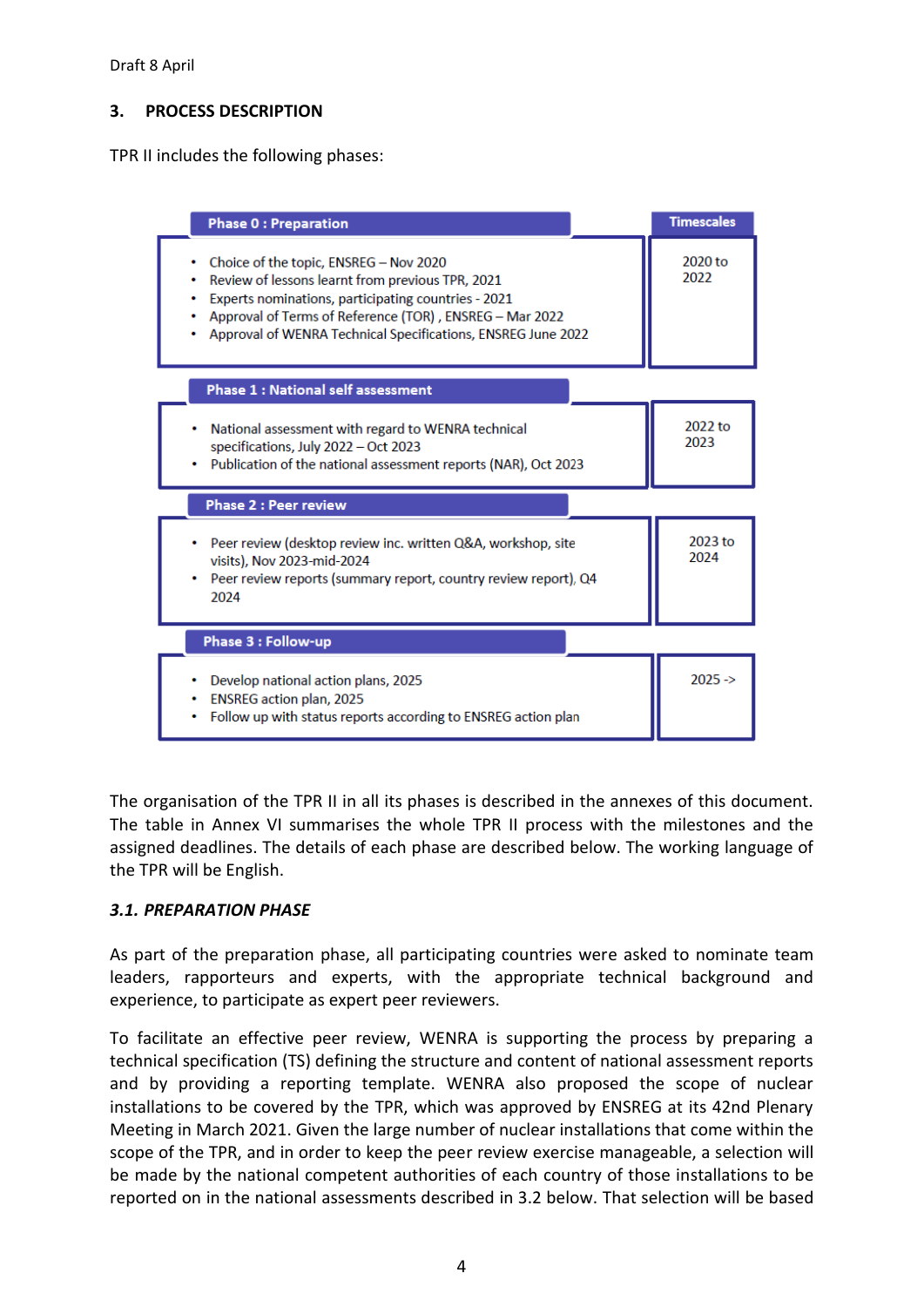Draft 8 April

## 3. PROCESS DESCRIPTION

TPR II includes the following phases:

| Phase | Timescales |
| --- | --- |
| **Phase 0 : Preparation**<br>• Choice of the topic, ENSREG – Nov 2020<br>• Review of lessons learnt from previous TPR, 2021<br>• Experts nominations, participating countries - 2021<br>• Approval of Terms of Reference (TOR) , ENSREG – Mar 2022<br>• Approval of WENRA Technical Specifications, ENSREG June 2022 | 2020 to 2022 |
| **Phase 1 : National self assessment**<br>• National assessment with regard to WENRA technical specifications, July 2022 – Oct 2023<br>• Publication of the national assessment reports (NAR), Oct 2023 | 2022 to 2023 |
| **Phase 2 : Peer review**<br>• Peer review (desktop review inc. written Q&A, workshop, site visits), Nov 2023-mid-2024<br>• Peer review reports (summary report, country review report), Q4 2024 | 2023 to 2024 |
| **Phase 3 : Follow-up**<br>• Develop national action plans, 2025<br>• ENSREG action plan, 2025<br>• Follow up with status reports according to ENSREG action plan | 2025 -> |

The organisation of the TPR II in all its phases is described in the annexes of this document. The table in Annex VI summarises the whole TPR II process with the milestones and the assigned deadlines. The details of each phase are described below. The working language of the TPR will be English.

### *3.1. PREPARATION PHASE*

As part of the preparation phase, all participating countries were asked to nominate team leaders, rapporteurs and experts, with the appropriate technical background and experience, to participate as expert peer reviewers.

To facilitate an effective peer review, WENRA is supporting the process by preparing a technical specification (TS) defining the structure and content of national assessment reports and by providing a reporting template. WENRA also proposed the scope of nuclear installations to be covered by the TPR, which was approved by ENSREG at its 42nd Plenary Meeting in March 2021. Given the large number of nuclear installations that come within the scope of the TPR, and in order to keep the peer review exercise manageable, a selection will be made by the national competent authorities of each country of those installations to be reported on in the national assessments described in 3.2 below. That selection will be based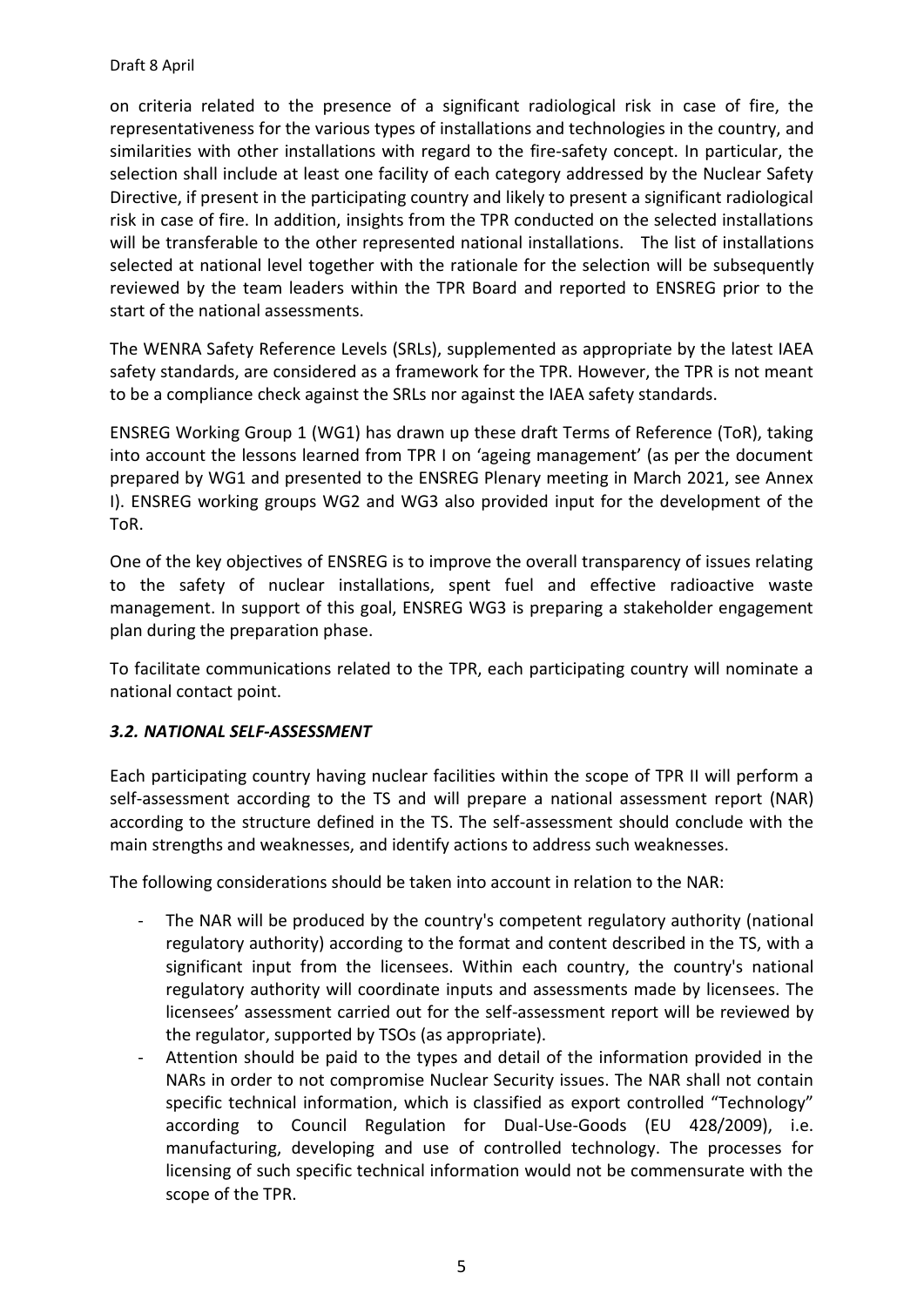on criteria related to the presence of a significant radiological risk in case of fire, the representativeness for the various types of installations and technologies in the country, and similarities with other installations with regard to the fire-safety concept. In particular, the selection shall include at least one facility of each category addressed by the Nuclear Safety Directive, if present in the participating country and likely to present a significant radiological risk in case of fire. In addition, insights from the TPR conducted on the selected installations will be transferable to the other represented national installations. The list of installations selected at national level together with the rationale for the selection will be subsequently reviewed by the team leaders within the TPR Board and reported to ENSREG prior to the start of the national assessments.

The WENRA Safety Reference Levels (SRLs), supplemented as appropriate by the latest IAEA safety standards, are considered as a framework for the TPR. However, the TPR is not meant to be a compliance check against the SRLs nor against the IAEA safety standards.

ENSREG Working Group 1 (WG1) has drawn up these draft Terms of Reference (ToR), taking into account the lessons learned from TPR I on 'ageing management' (as per the document prepared by WG1 and presented to the ENSREG Plenary meeting in March 2021, see Annex I). ENSREG working groups WG2 and WG3 also provided input for the development of the ToR.

One of the key objectives of ENSREG is to improve the overall transparency of issues relating to the safety of nuclear installations, spent fuel and effective radioactive waste management. In support of this goal, ENSREG WG3 is preparing a stakeholder engagement plan during the preparation phase.

To facilitate communications related to the TPR, each participating country will nominate a national contact point.

### *3.2. NATIONAL SELF-ASSESSMENT*

Each participating country having nuclear facilities within the scope of TPR II will perform a self-assessment according to the TS and will prepare a national assessment report (NAR) according to the structure defined in the TS. The self-assessment should conclude with the main strengths and weaknesses, and identify actions to address such weaknesses.

The following considerations should be taken into account in relation to the NAR:

- The NAR will be produced by the country's competent regulatory authority (national regulatory authority) according to the format and content described in the TS, with a significant input from the licensees. Within each country, the country's national regulatory authority will coordinate inputs and assessments made by licensees. The licensees' assessment carried out for the self-assessment report will be reviewed by the regulator, supported by TSOs (as appropriate).
- Attention should be paid to the types and detail of the information provided in the NARs in order to not compromise Nuclear Security issues. The NAR shall not contain specific technical information, which is classified as export controlled "Technology" according to Council Regulation for Dual-Use-Goods (EU 428/2009), i.e. manufacturing, developing and use of controlled technology. The processes for licensing of such specific technical information would not be commensurate with the scope of the TPR.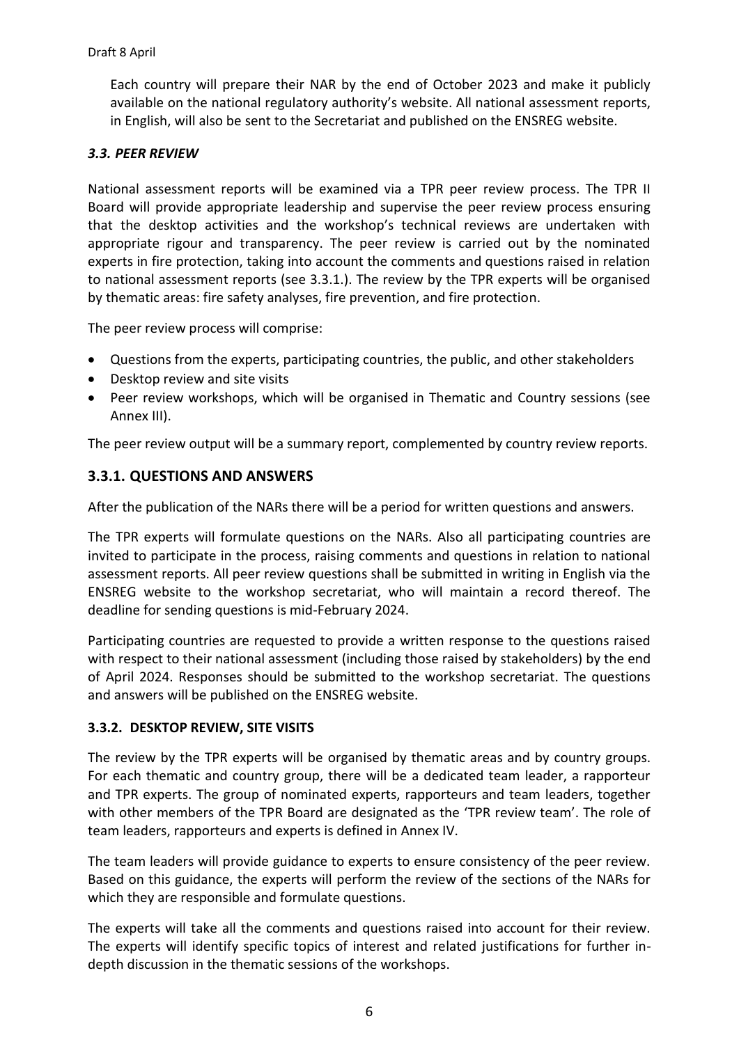Each country will prepare their NAR by the end of October 2023 and make it publicly available on the national regulatory authority's website. All national assessment reports, in English, will also be sent to the Secretariat and published on the ENSREG website.

### *3.3. PEER REVIEW*

National assessment reports will be examined via a TPR peer review process. The TPR II Board will provide appropriate leadership and supervise the peer review process ensuring that the desktop activities and the workshop's technical reviews are undertaken with appropriate rigour and transparency. The peer review is carried out by the nominated experts in fire protection, taking into account the comments and questions raised in relation to national assessment reports (see 3.3.1.). The review by the TPR experts will be organised by thematic areas: fire safety analyses, fire prevention, and fire protection.

The peer review process will comprise:

- Questions from the experts, participating countries, the public, and other stakeholders
- Desktop review and site visits
- Peer review workshops, which will be organised in Thematic and Country sessions (see Annex III).

The peer review output will be a summary report, complemented by country review reports.

### 3.3.1. QUESTIONS AND ANSWERS

After the publication of the NARs there will be a period for written questions and answers.

The TPR experts will formulate questions on the NARs. Also all participating countries are invited to participate in the process, raising comments and questions in relation to national assessment reports. All peer review questions shall be submitted in writing in English via the ENSREG website to the workshop secretariat, who will maintain a record thereof. The deadline for sending questions is mid-February 2024.

Participating countries are requested to provide a written response to the questions raised with respect to their national assessment (including those raised by stakeholders) by the end of April 2024. Responses should be submitted to the workshop secretariat. The questions and answers will be published on the ENSREG website.

#### 3.3.2. DESKTOP REVIEW, SITE VISITS

The review by the TPR experts will be organised by thematic areas and by country groups. For each thematic and country group, there will be a dedicated team leader, a rapporteur and TPR experts. The group of nominated experts, rapporteurs and team leaders, together with other members of the TPR Board are designated as the 'TPR review team'. The role of team leaders, rapporteurs and experts is defined in Annex IV.

The team leaders will provide guidance to experts to ensure consistency of the peer review. Based on this guidance, the experts will perform the review of the sections of the NARs for which they are responsible and formulate questions.

The experts will take all the comments and questions raised into account for their review. The experts will identify specific topics of interest and related justifications for further in-depth discussion in the thematic sessions of the workshops.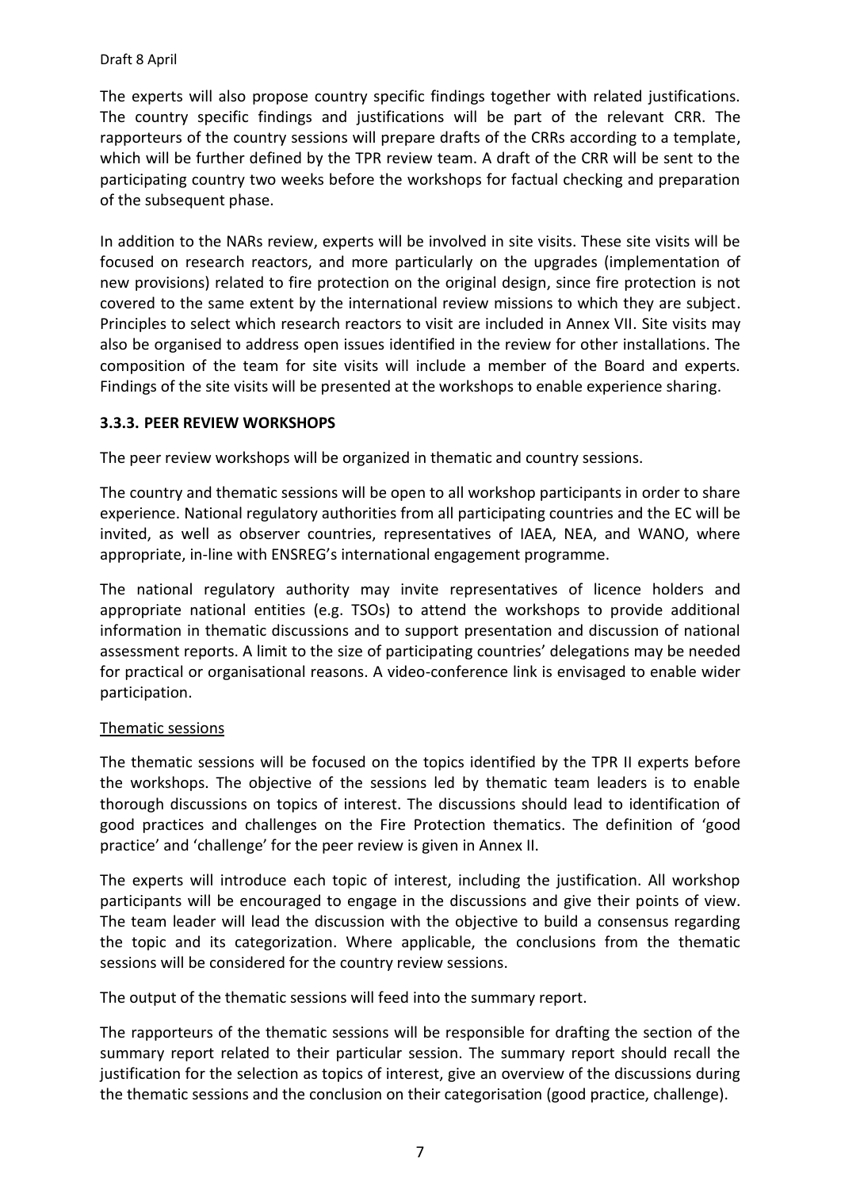The experts will also propose country specific findings together with related justifications. The country specific findings and justifications will be part of the relevant CRR. The rapporteurs of the country sessions will prepare drafts of the CRRs according to a template, which will be further defined by the TPR review team. A draft of the CRR will be sent to the participating country two weeks before the workshops for factual checking and preparation of the subsequent phase.

In addition to the NARs review, experts will be involved in site visits. These site visits will be focused on research reactors, and more particularly on the upgrades (implementation of new provisions) related to fire protection on the original design, since fire protection is not covered to the same extent by the international review missions to which they are subject. Principles to select which research reactors to visit are included in Annex VII. Site visits may also be organised to address open issues identified in the review for other installations. The composition of the team for site visits will include a member of the Board and experts. Findings of the site visits will be presented at the workshops to enable experience sharing.

### 3.3.3. PEER REVIEW WORKSHOPS

The peer review workshops will be organized in thematic and country sessions.

The country and thematic sessions will be open to all workshop participants in order to share experience. National regulatory authorities from all participating countries and the EC will be invited, as well as observer countries, representatives of IAEA, NEA, and WANO, where appropriate, in-line with ENSREG's international engagement programme.

The national regulatory authority may invite representatives of licence holders and appropriate national entities (e.g. TSOs) to attend the workshops to provide additional information in thematic discussions and to support presentation and discussion of national assessment reports. A limit to the size of participating countries' delegations may be needed for practical or organisational reasons. A video-conference link is envisaged to enable wider participation.

<u>Thematic sessions</u>

The thematic sessions will be focused on the topics identified by the TPR II experts before the workshops. The objective of the sessions led by thematic team leaders is to enable thorough discussions on topics of interest. The discussions should lead to identification of good practices and challenges on the Fire Protection thematics. The definition of 'good practice' and 'challenge' for the peer review is given in Annex II.

The experts will introduce each topic of interest, including the justification. All workshop participants will be encouraged to engage in the discussions and give their points of view. The team leader will lead the discussion with the objective to build a consensus regarding the topic and its categorization. Where applicable, the conclusions from the thematic sessions will be considered for the country review sessions.

The output of the thematic sessions will feed into the summary report.

The rapporteurs of the thematic sessions will be responsible for drafting the section of the summary report related to their particular session. The summary report should recall the justification for the selection as topics of interest, give an overview of the discussions during the thematic sessions and the conclusion on their categorisation (good practice, challenge).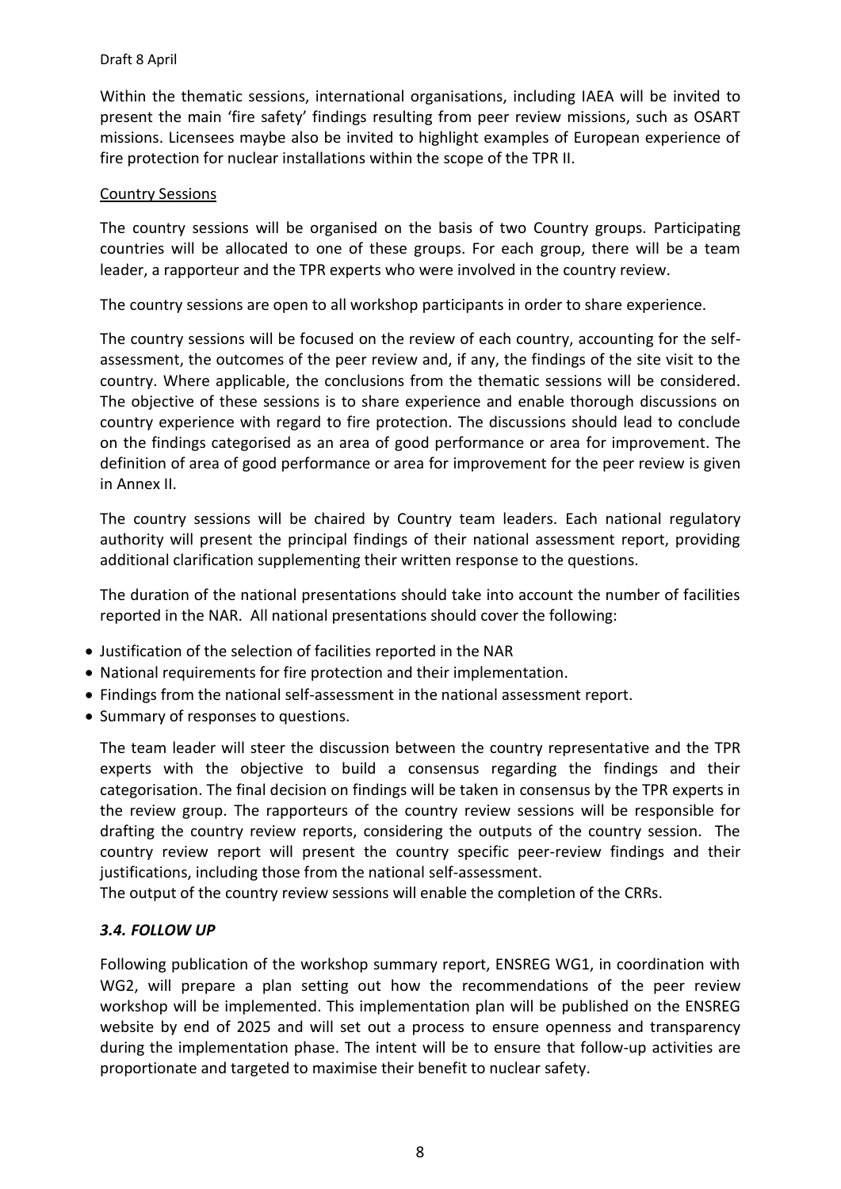Within the thematic sessions, international organisations, including IAEA will be invited to present the main 'fire safety' findings resulting from peer review missions, such as OSART missions. Licensees maybe also be invited to highlight examples of European experience of fire protection for nuclear installations within the scope of the TPR II.

<u>Country Sessions</u>

The country sessions will be organised on the basis of two Country groups. Participating countries will be allocated to one of these groups. For each group, there will be a team leader, a rapporteur and the TPR experts who were involved in the country review.

The country sessions are open to all workshop participants in order to share experience.

The country sessions will be focused on the review of each country, accounting for the self-assessment, the outcomes of the peer review and, if any, the findings of the site visit to the country. Where applicable, the conclusions from the thematic sessions will be considered. The objective of these sessions is to share experience and enable thorough discussions on country experience with regard to fire protection. The discussions should lead to conclude on the findings categorised as an area of good performance or area for improvement. The definition of area of good performance or area for improvement for the peer review is given in Annex II.

The country sessions will be chaired by Country team leaders. Each national regulatory authority will present the principal findings of their national assessment report, providing additional clarification supplementing their written response to the questions.

The duration of the national presentations should take into account the number of facilities reported in the NAR. All national presentations should cover the following:

- Justification of the selection of facilities reported in the NAR
- National requirements for fire protection and their implementation.
- Findings from the national self-assessment in the national assessment report.
- Summary of responses to questions.

The team leader will steer the discussion between the country representative and the TPR experts with the objective to build a consensus regarding the findings and their categorisation. The final decision on findings will be taken in consensus by the TPR experts in the review group. The rapporteurs of the country review sessions will be responsible for drafting the country review reports, considering the outputs of the country session. The country review report will present the country specific peer-review findings and their justifications, including those from the national self-assessment.

The output of the country review sessions will enable the completion of the CRRs.

### *3.4. FOLLOW UP*

Following publication of the workshop summary report, ENSREG WG1, in coordination with WG2, will prepare a plan setting out how the recommendations of the peer review workshop will be implemented. This implementation plan will be published on the ENSREG website by end of 2025 and will set out a process to ensure openness and transparency during the implementation phase. The intent will be to ensure that follow-up activities are proportionate and targeted to maximise their benefit to nuclear safety.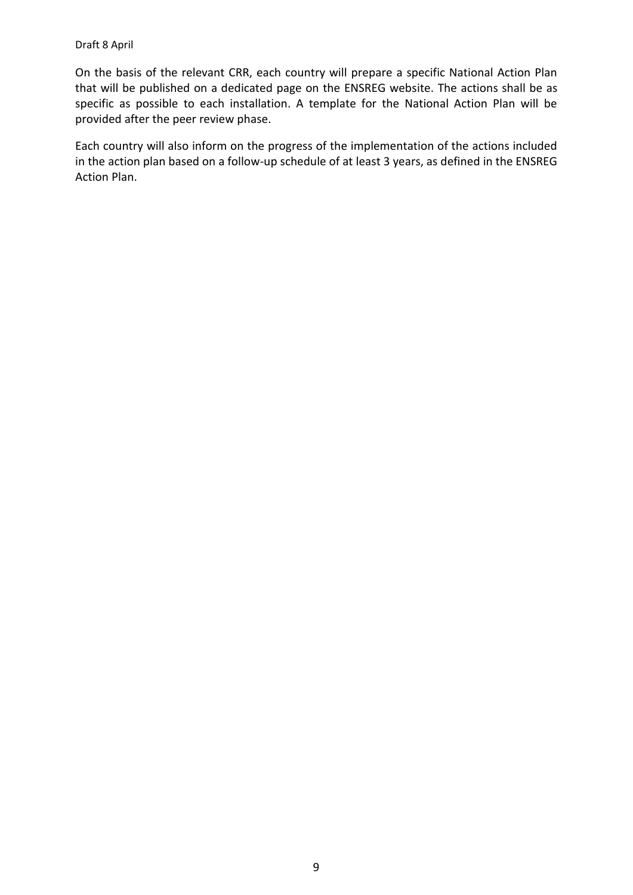On the basis of the relevant CRR, each country will prepare a specific National Action Plan that will be published on a dedicated page on the ENSREG website. The actions shall be as specific as possible to each installation. A template for the National Action Plan will be provided after the peer review phase.

Each country will also inform on the progress of the implementation of the actions included in the action plan based on a follow-up schedule of at least 3 years, as defined in the ENSREG Action Plan.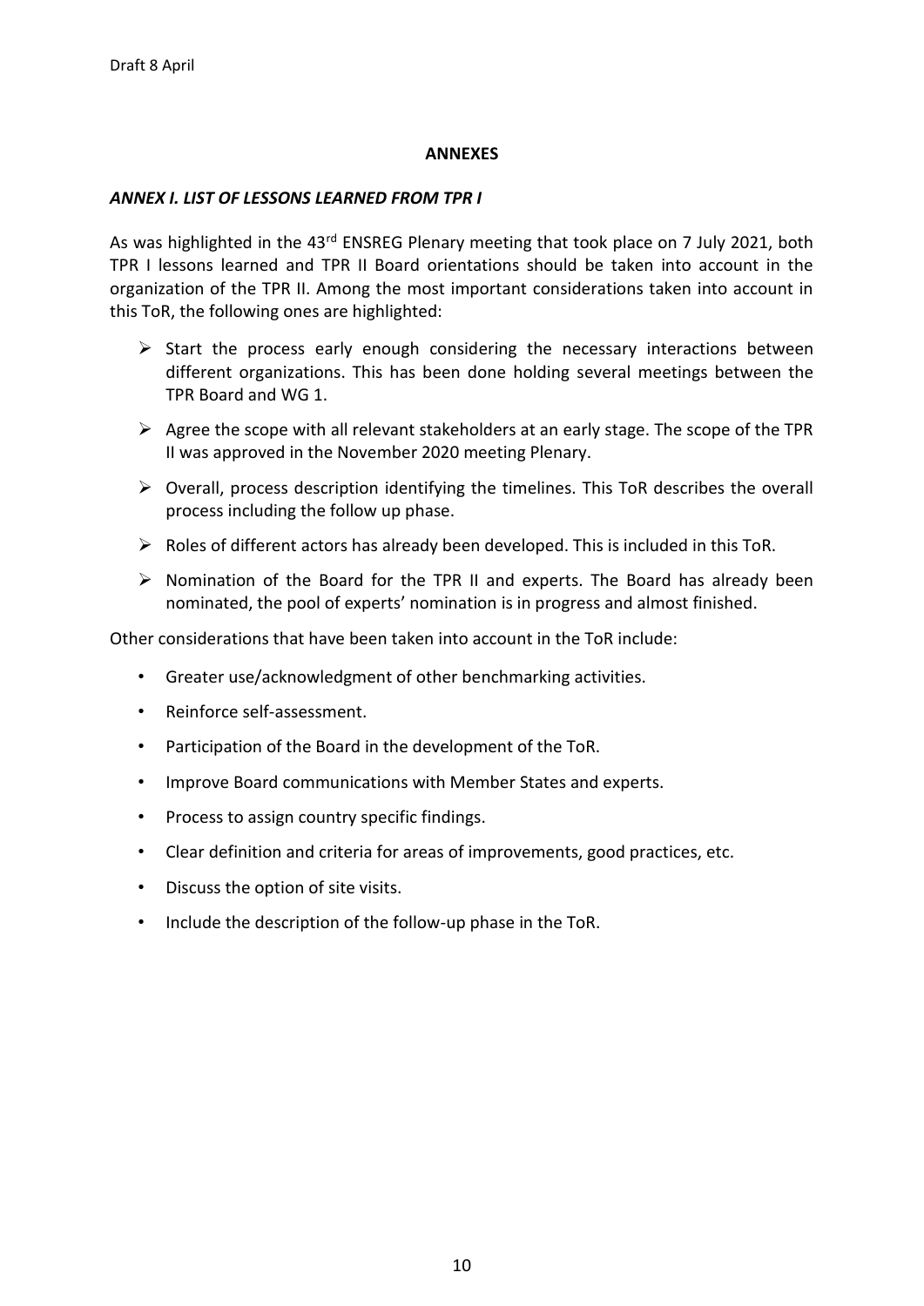**ANNEXES**

***ANNEX I. LIST OF LESSONS LEARNED FROM TPR I***

As was highlighted in the 43rd ENSREG Plenary meeting that took place on 7 July 2021, both TPR I lessons learned and TPR II Board orientations should be taken into account in the organization of the TPR II. Among the most important considerations taken into account in this ToR, the following ones are highlighted:

- Start the process early enough considering the necessary interactions between different organizations. This has been done holding several meetings between the TPR Board and WG 1.
- Agree the scope with all relevant stakeholders at an early stage. The scope of the TPR II was approved in the November 2020 meeting Plenary.
- Overall, process description identifying the timelines. This ToR describes the overall process including the follow up phase.
- Roles of different actors has already been developed. This is included in this ToR.
- Nomination of the Board for the TPR II and experts. The Board has already been nominated, the pool of experts' nomination is in progress and almost finished.

Other considerations that have been taken into account in the ToR include:

- Greater use/acknowledgment of other benchmarking activities.
- Reinforce self-assessment.
- Participation of the Board in the development of the ToR.
- Improve Board communications with Member States and experts.
- Process to assign country specific findings.
- Clear definition and criteria for areas of improvements, good practices, etc.
- Discuss the option of site visits.
- Include the description of the follow-up phase in the ToR.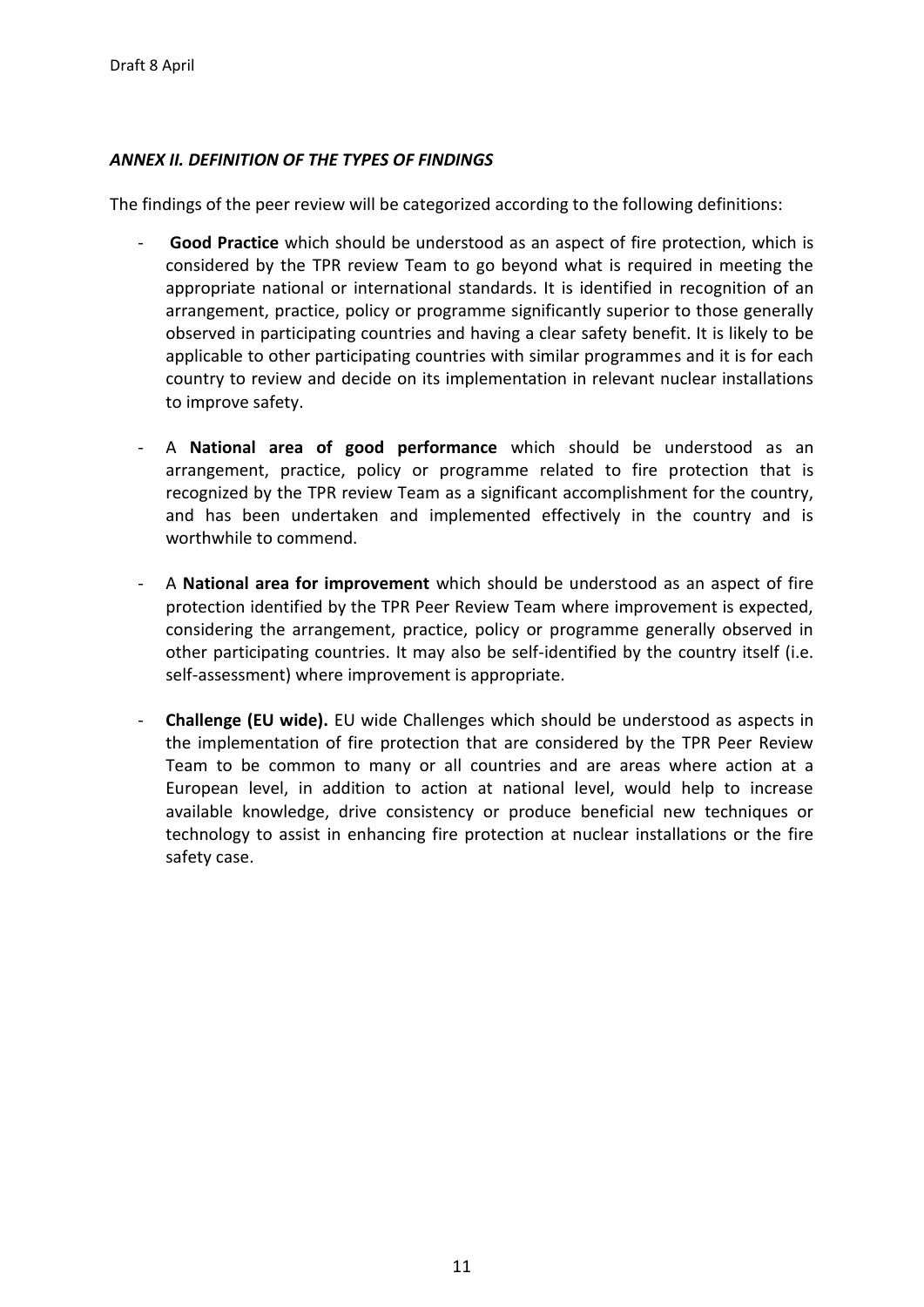## *ANNEX II. DEFINITION OF THE TYPES OF FINDINGS*

The findings of the peer review will be categorized according to the following definitions:

- **Good Practice** which should be understood as an aspect of fire protection, which is considered by the TPR review Team to go beyond what is required in meeting the appropriate national or international standards. It is identified in recognition of an arrangement, practice, policy or programme significantly superior to those generally observed in participating countries and having a clear safety benefit. It is likely to be applicable to other participating countries with similar programmes and it is for each country to review and decide on its implementation in relevant nuclear installations to improve safety.

- A **National area of good performance** which should be understood as an arrangement, practice, policy or programme related to fire protection that is recognized by the TPR review Team as a significant accomplishment for the country, and has been undertaken and implemented effectively in the country and is worthwhile to commend.

- A **National area for improvement** which should be understood as an aspect of fire protection identified by the TPR Peer Review Team where improvement is expected, considering the arrangement, practice, policy or programme generally observed in other participating countries. It may also be self-identified by the country itself (i.e. self-assessment) where improvement is appropriate.

- **Challenge (EU wide).** EU wide Challenges which should be understood as aspects in the implementation of fire protection that are considered by the TPR Peer Review Team to be common to many or all countries and are areas where action at a European level, in addition to action at national level, would help to increase available knowledge, drive consistency or produce beneficial new techniques or technology to assist in enhancing fire protection at nuclear installations or the fire safety case.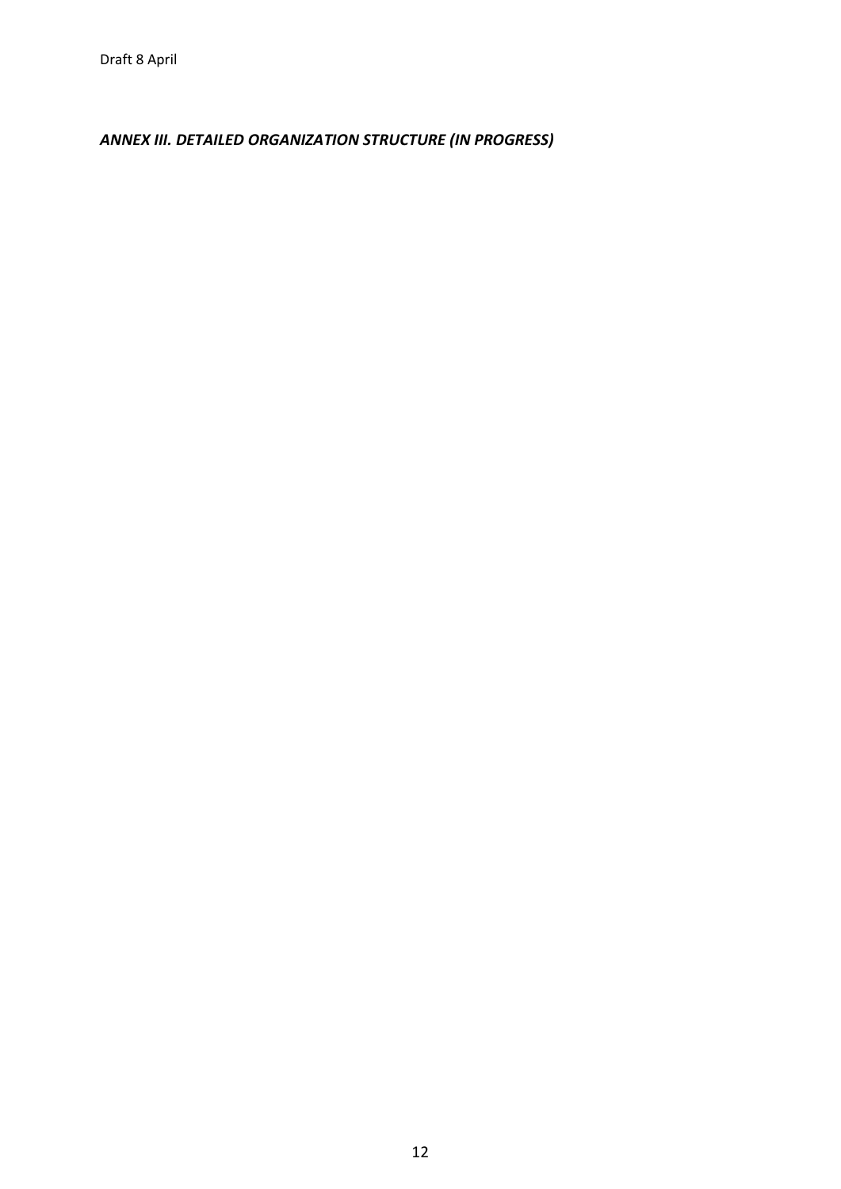### *ANNEX III. DETAILED ORGANIZATION STRUCTURE (IN PROGRESS)*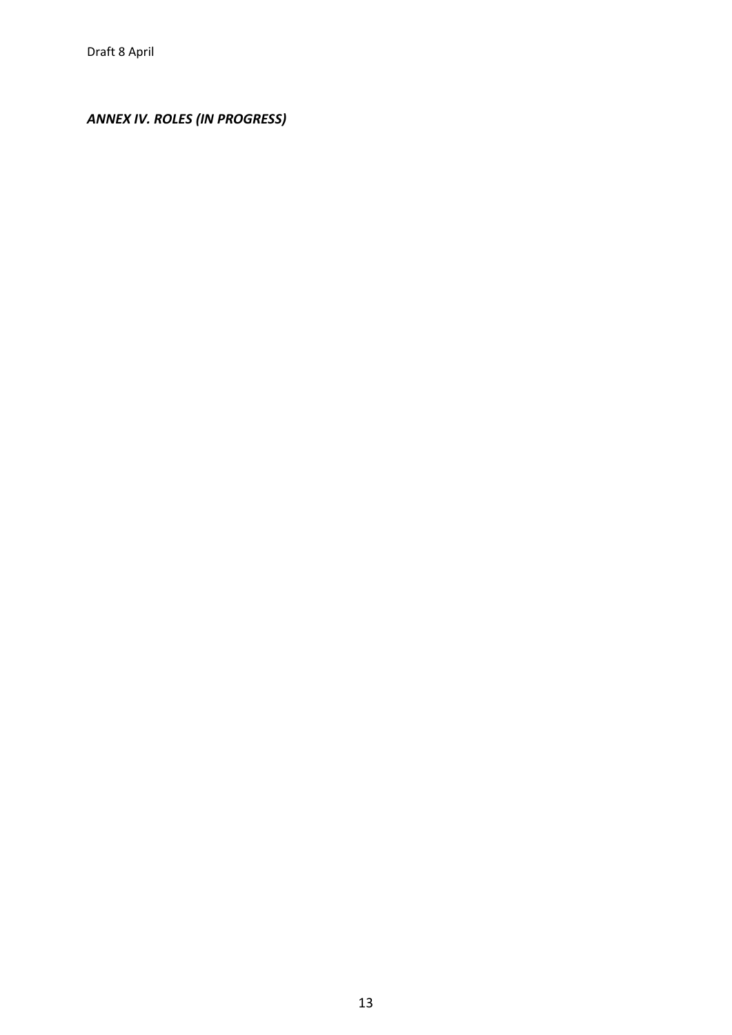***ANNEX IV. ROLES (IN PROGRESS)***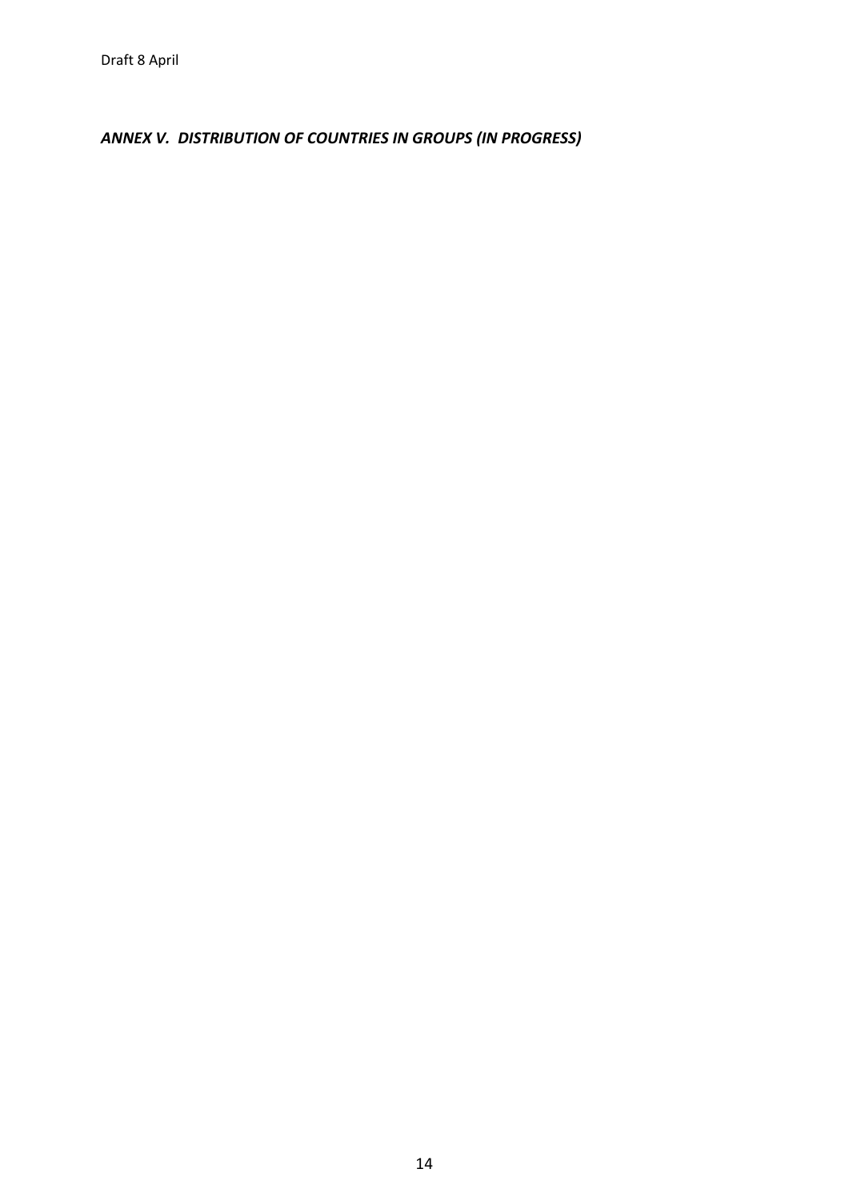Draft 8 April

## *ANNEX V. DISTRIBUTION OF COUNTRIES IN GROUPS (IN PROGRESS)*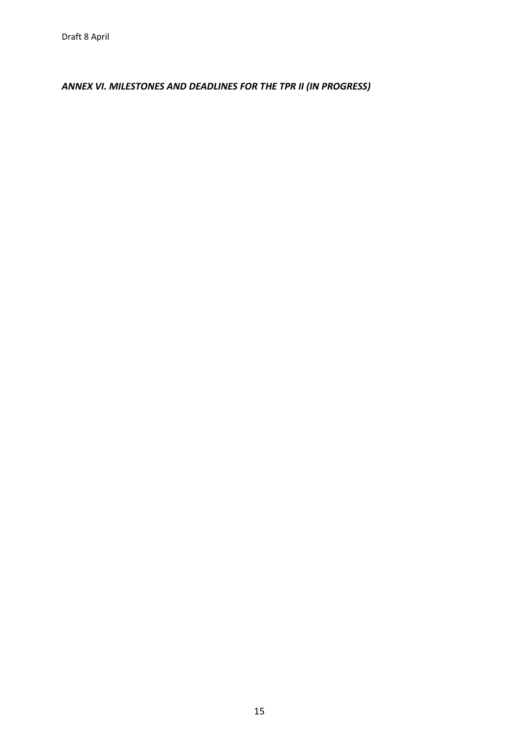***ANNEX VI. MILESTONES AND DEADLINES FOR THE TPR II (IN PROGRESS)***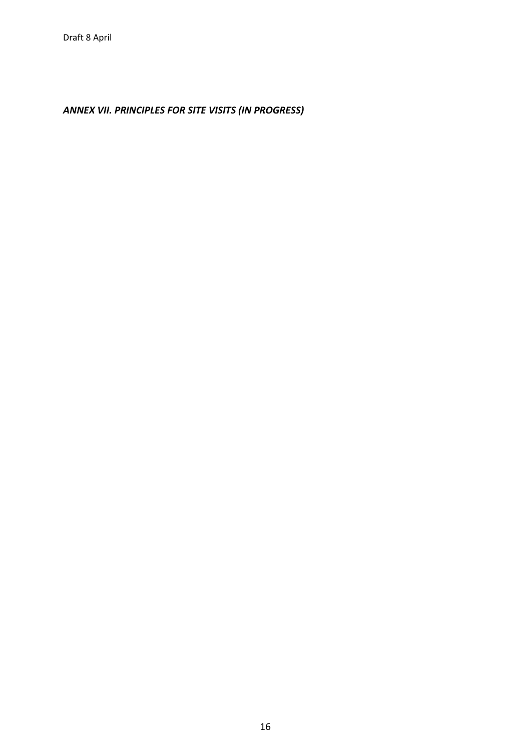### *ANNEX VII. PRINCIPLES FOR SITE VISITS (IN PROGRESS)*